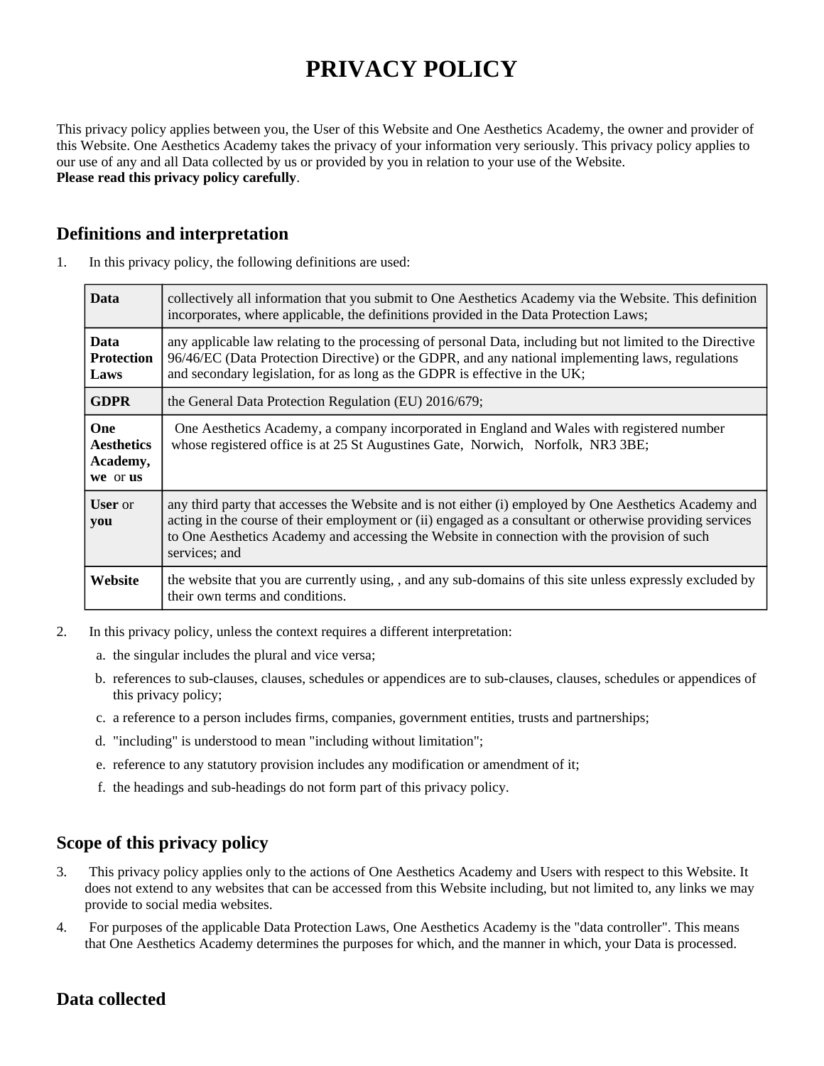# PRIVACY POLICY

This privacy policy applies between you, the User of this Website and One Aesthetics Academy, the owner and provider of this Website. One Aesthetics Academy takes the privacy of your information very seriously. This privacy policy applies to our use of any and all Data collected by us or provided by you in relation to your use of the Website.
**Please read this privacy policy carefully**.

## Definitions and interpretation

1. In this privacy policy, the following definitions are used:

| | |
|---|---|
| **Data** | collectively all information that you submit to One Aesthetics Academy via the Website. This definition incorporates, where applicable, the definitions provided in the Data Protection Laws; |
| **Data Protection Laws** | any applicable law relating to the processing of personal Data, including but not limited to the Directive 96/46/EC (Data Protection Directive) or the GDPR, and any national implementing laws, regulations and secondary legislation, for as long as the GDPR is effective in the UK; |
| **GDPR** | the General Data Protection Regulation (EU) 2016/679; |
| **One Aesthetics Academy, we** or **us** | One Aesthetics Academy, a company incorporated in England and Wales with registered number whose registered office is at 25 St Augustines Gate, Norwich, Norfolk, NR3 3BE; |
| **User** or **you** | any third party that accesses the Website and is not either (i) employed by One Aesthetics Academy and acting in the course of their employment or (ii) engaged as a consultant or otherwise providing services to One Aesthetics Academy and accessing the Website in connection with the provision of such services; and |
| **Website** | the website that you are currently using, , and any sub-domains of this site unless expressly excluded by their own terms and conditions. |

2. In this privacy policy, unless the context requires a different interpretation:
   a. the singular includes the plural and vice versa;
   b. references to sub-clauses, clauses, schedules or appendices are to sub-clauses, clauses, schedules or appendices of this privacy policy;
   c. a reference to a person includes firms, companies, government entities, trusts and partnerships;
   d. "including" is understood to mean "including without limitation";
   e. reference to any statutory provision includes any modification or amendment of it;
   f. the headings and sub-headings do not form part of this privacy policy.

## Scope of this privacy policy

3. This privacy policy applies only to the actions of One Aesthetics Academy and Users with respect to this Website. It does not extend to any websites that can be accessed from this Website including, but not limited to, any links we may provide to social media websites.
4. For purposes of the applicable Data Protection Laws, One Aesthetics Academy is the "data controller". This means that One Aesthetics Academy determines the purposes for which, and the manner in which, your Data is processed.

## Data collected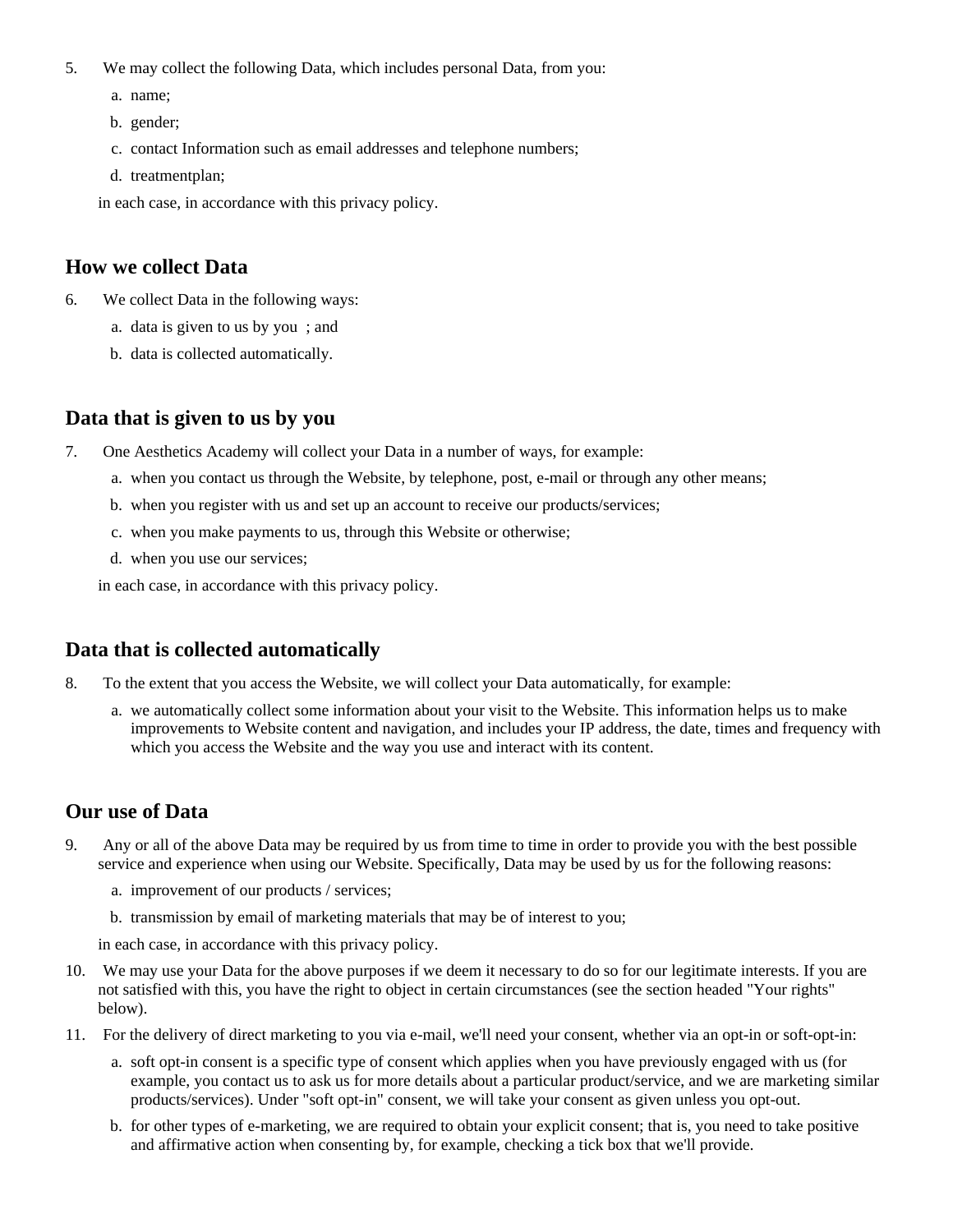5. We may collect the following Data, which includes personal Data, from you:
    a. name;
    b. gender;
    c. contact Information such as email addresses and telephone numbers;
    d. treatmentplan;

    in each case, in accordance with this privacy policy.

## How we collect Data

6. We collect Data in the following ways:
    a. data is given to us by you ; and
    b. data is collected automatically.

## Data that is given to us by you

7. One Aesthetics Academy will collect your Data in a number of ways, for example:
    a. when you contact us through the Website, by telephone, post, e-mail or through any other means;
    b. when you register with us and set up an account to receive our products/services;
    c. when you make payments to us, through this Website or otherwise;
    d. when you use our services;

    in each case, in accordance with this privacy policy.

## Data that is collected automatically

8. To the extent that you access the Website, we will collect your Data automatically, for example:
    a. we automatically collect some information about your visit to the Website. This information helps us to make improvements to Website content and navigation, and includes your IP address, the date, times and frequency with which you access the Website and the way you use and interact with its content.

## Our use of Data

9. Any or all of the above Data may be required by us from time to time in order to provide you with the best possible service and experience when using our Website. Specifically, Data may be used by us for the following reasons:
    a. improvement of our products / services;
    b. transmission by email of marketing materials that may be of interest to you;

    in each case, in accordance with this privacy policy.
10. We may use your Data for the above purposes if we deem it necessary to do so for our legitimate interests. If you are not satisfied with this, you have the right to object in certain circumstances (see the section headed "Your rights" below).
11. For the delivery of direct marketing to you via e-mail, we'll need your consent, whether via an opt-in or soft-opt-in:
    a. soft opt-in consent is a specific type of consent which applies when you have previously engaged with us (for example, you contact us to ask us for more details about a particular product/service, and we are marketing similar products/services). Under "soft opt-in" consent, we will take your consent as given unless you opt-out.
    b. for other types of e-marketing, we are required to obtain your explicit consent; that is, you need to take positive and affirmative action when consenting by, for example, checking a tick box that we'll provide.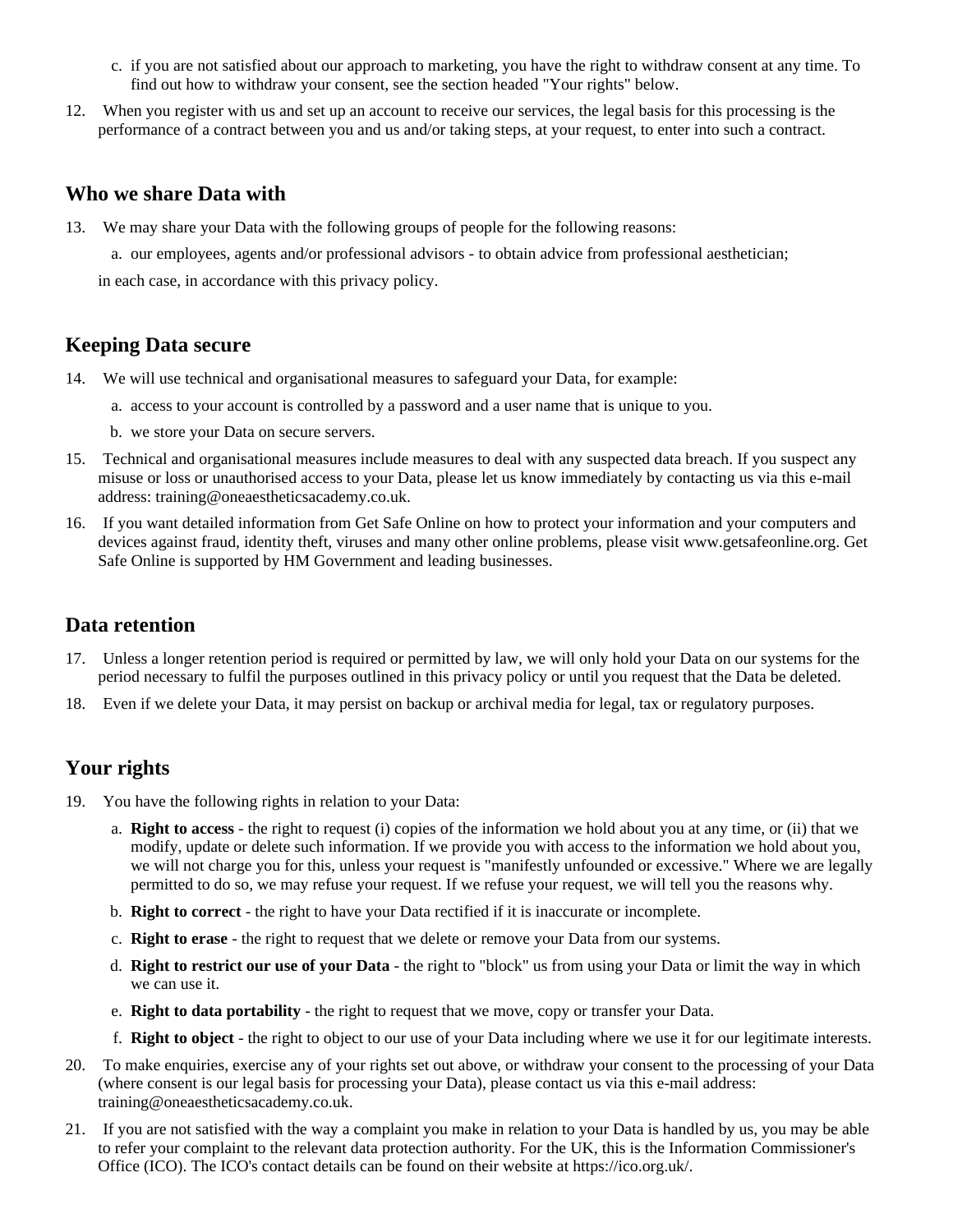c. if you are not satisfied about our approach to marketing, you have the right to withdraw consent at any time. To find out how to withdraw your consent, see the section headed "Your rights" below.

12. When you register with us and set up an account to receive our services, the legal basis for this processing is the performance of a contract between you and us and/or taking steps, at your request, to enter into such a contract.

## Who we share Data with

13. We may share your Data with the following groups of people for the following reasons:

    a. our employees, agents and/or professional advisors - to obtain advice from professional aesthetician;

    in each case, in accordance with this privacy policy.

## Keeping Data secure

14. We will use technical and organisational measures to safeguard your Data, for example:

    a. access to your account is controlled by a password and a user name that is unique to you.

    b. we store your Data on secure servers.

15. Technical and organisational measures include measures to deal with any suspected data breach. If you suspect any misuse or loss or unauthorised access to your Data, please let us know immediately by contacting us via this e-mail address: training@oneaestheticsacademy.co.uk.

16. If you want detailed information from Get Safe Online on how to protect your information and your computers and devices against fraud, identity theft, viruses and many other online problems, please visit www.getsafeonline.org. Get Safe Online is supported by HM Government and leading businesses.

## Data retention

17. Unless a longer retention period is required or permitted by law, we will only hold your Data on our systems for the period necessary to fulfil the purposes outlined in this privacy policy or until you request that the Data be deleted.

18. Even if we delete your Data, it may persist on backup or archival media for legal, tax or regulatory purposes.

## Your rights

19. You have the following rights in relation to your Data:

    a. **Right to access** - the right to request (i) copies of the information we hold about you at any time, or (ii) that we modify, update or delete such information. If we provide you with access to the information we hold about you, we will not charge you for this, unless your request is "manifestly unfounded or excessive." Where we are legally permitted to do so, we may refuse your request. If we refuse your request, we will tell you the reasons why.

    b. **Right to correct** - the right to have your Data rectified if it is inaccurate or incomplete.

    c. **Right to erase** - the right to request that we delete or remove your Data from our systems.

    d. **Right to restrict our use of your Data** - the right to "block" us from using your Data or limit the way in which we can use it.

    e. **Right to data portability** - the right to request that we move, copy or transfer your Data.

    f. **Right to object** - the right to object to our use of your Data including where we use it for our legitimate interests.

20. To make enquiries, exercise any of your rights set out above, or withdraw your consent to the processing of your Data (where consent is our legal basis for processing your Data), please contact us via this e-mail address: training@oneaestheticsacademy.co.uk.

21. If you are not satisfied with the way a complaint you make in relation to your Data is handled by us, you may be able to refer your complaint to the relevant data protection authority. For the UK, this is the Information Commissioner's Office (ICO). The ICO's contact details can be found on their website at https://ico.org.uk/.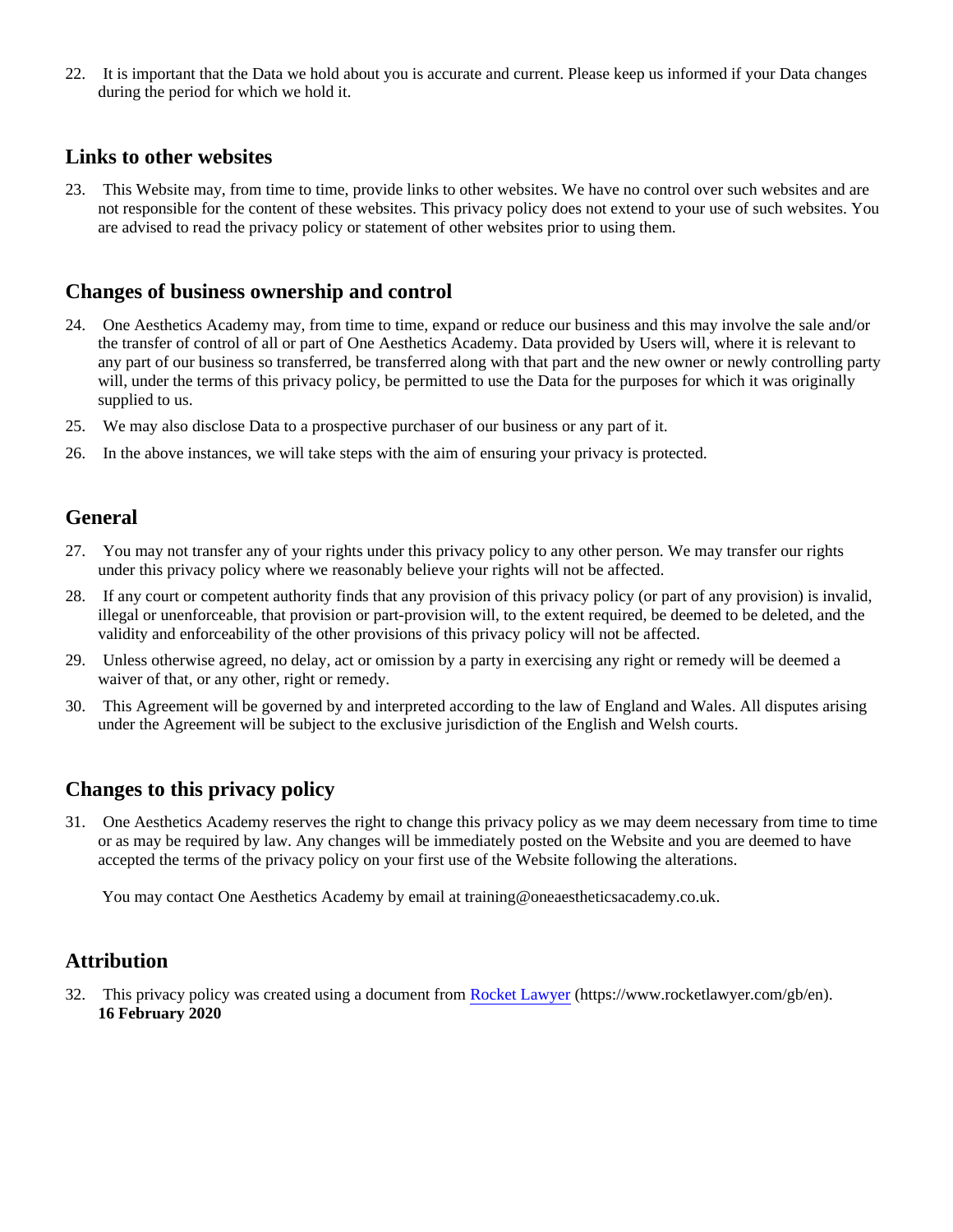22. It is important that the Data we hold about you is accurate and current. Please keep us informed if your Data changes during the period for which we hold it.

## Links to other websites

23. This Website may, from time to time, provide links to other websites. We have no control over such websites and are not responsible for the content of these websites. This privacy policy does not extend to your use of such websites. You are advised to read the privacy policy or statement of other websites prior to using them.

## Changes of business ownership and control

24. One Aesthetics Academy may, from time to time, expand or reduce our business and this may involve the sale and/or the transfer of control of all or part of One Aesthetics Academy. Data provided by Users will, where it is relevant to any part of our business so transferred, be transferred along with that part and the new owner or newly controlling party will, under the terms of this privacy policy, be permitted to use the Data for the purposes for which it was originally supplied to us.
25. We may also disclose Data to a prospective purchaser of our business or any part of it.
26. In the above instances, we will take steps with the aim of ensuring your privacy is protected.

## General

27. You may not transfer any of your rights under this privacy policy to any other person. We may transfer our rights under this privacy policy where we reasonably believe your rights will not be affected.
28. If any court or competent authority finds that any provision of this privacy policy (or part of any provision) is invalid, illegal or unenforceable, that provision or part-provision will, to the extent required, be deemed to be deleted, and the validity and enforceability of the other provisions of this privacy policy will not be affected.
29. Unless otherwise agreed, no delay, act or omission by a party in exercising any right or remedy will be deemed a waiver of that, or any other, right or remedy.
30. This Agreement will be governed by and interpreted according to the law of England and Wales. All disputes arising under the Agreement will be subject to the exclusive jurisdiction of the English and Welsh courts.

## Changes to this privacy policy

31. One Aesthetics Academy reserves the right to change this privacy policy as we may deem necessary from time to time or as may be required by law. Any changes will be immediately posted on the Website and you are deemed to have accepted the terms of the privacy policy on your first use of the Website following the alterations.

   You may contact One Aesthetics Academy by email at training@oneaestheticsacademy.co.uk.

## Attribution

32. This privacy policy was created using a document from [Rocket Lawyer](https://www.rocketlawyer.com/gb/en) (https://www.rocketlawyer.com/gb/en).
   **16 February 2020**